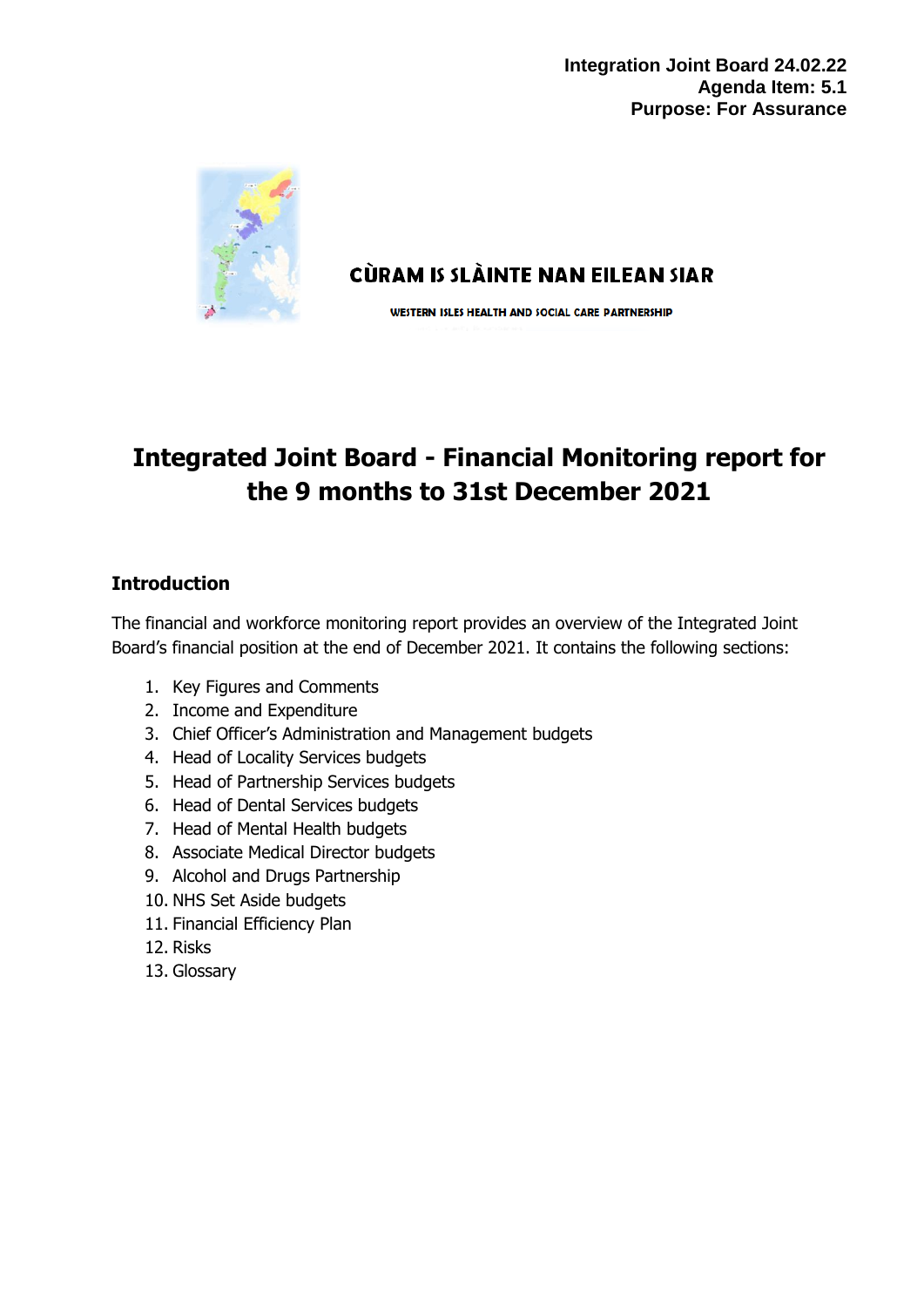**Integration Joint Board 24.02.22**
**Agenda Item: 5.1**
**Purpose: For Assurance**

CÙRAM IS SLÀINTE NAN EILEAN SIAR

WESTERN ISLES HEALTH AND SOCIAL CARE PARTNERSHIP

# Integrated Joint Board - Financial Monitoring report for the 9 months to 31st December 2021

## Introduction

The financial and workforce monitoring report provides an overview of the Integrated Joint Board's financial position at the end of December 2021. It contains the following sections:

1. Key Figures and Comments
2. Income and Expenditure
3. Chief Officer's Administration and Management budgets
4. Head of Locality Services budgets
5. Head of Partnership Services budgets
6. Head of Dental Services budgets
7. Head of Mental Health budgets
8. Associate Medical Director budgets
9. Alcohol and Drugs Partnership
10. NHS Set Aside budgets
11. Financial Efficiency Plan
12. Risks
13. Glossary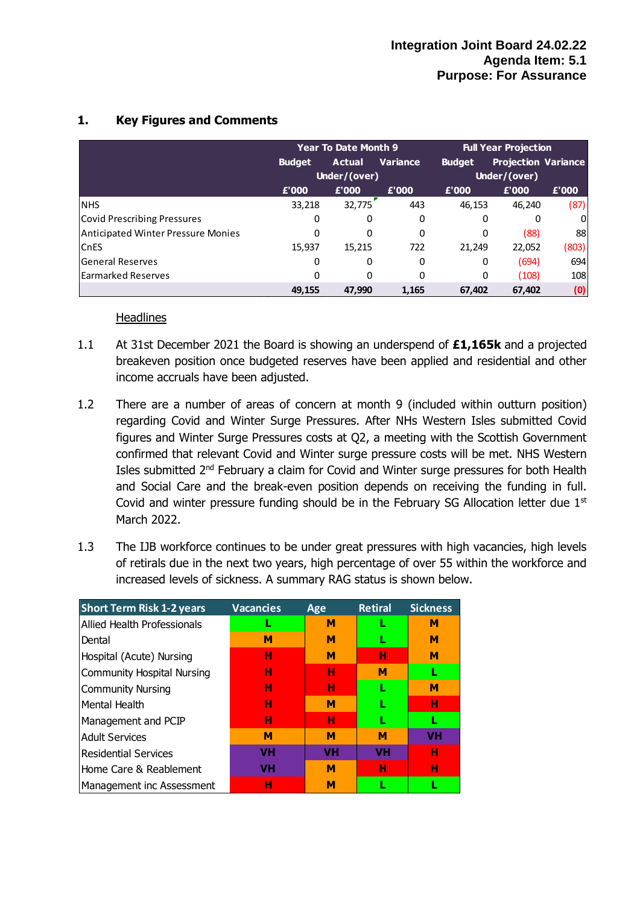Integration Joint Board 24.02.22
Agenda Item: 5.1
Purpose: For Assurance

## 1. Key Figures and Comments

| | Year To Date Month 9 | | | Full Year Projection | | |
|---|---|---|---|---|---|---|
| | Budget | Actual | Variance Under/(over) | Budget | Projection | Variance Under/(over) |
| | £'000 | £'000 | £'000 | £'000 | £'000 | £'000 |
| NHS | 33,218 | 32,775 | 443 | 46,153 | 46,240 | (87) |
| Covid Prescribing Pressures | 0 | 0 | 0 | 0 | 0 | 0 |
| Anticipated Winter Pressure Monies | 0 | 0 | 0 | 0 | (88) | 88 |
| CnES | 15,937 | 15,215 | 722 | 21,249 | 22,052 | (803) |
| General Reserves | 0 | 0 | 0 | 0 | (694) | 694 |
| Earmarked Reserves | 0 | 0 | 0 | 0 | (108) | 108 |
| | 49,155 | 47,990 | 1,165 | 67,402 | 67,402 | (0) |

Headlines

1.1 At 31st December 2021 the Board is showing an underspend of **£1,165k** and a projected breakeven position once budgeted reserves have been applied and residential and other income accruals have been adjusted.

1.2 There are a number of areas of concern at month 9 (included within outturn position) regarding Covid and Winter Surge Pressures. After NHs Western Isles submitted Covid figures and Winter Surge Pressures costs at Q2, a meeting with the Scottish Government confirmed that relevant Covid and Winter surge pressure costs will be met. NHS Western Isles submitted 2nd February a claim for Covid and Winter surge pressures for both Health and Social Care and the break-even position depends on receiving the funding in full. Covid and winter pressure funding should be in the February SG Allocation letter due 1st March 2022.

1.3 The IJB workforce continues to be under great pressures with high vacancies, high levels of retirals due in the next two years, high percentage of over 55 within the workforce and increased levels of sickness. A summary RAG status is shown below.

| Short Term Risk 1-2 years | Vacancies | Age | Retiral | Sickness |
|---|---|---|---|---|
| Allied Health Professionals | L | M | L | M |
| Dental | M | M | L | M |
| Hospital (Acute) Nursing | H | M | H | M |
| Community Hospital Nursing | H | H | M | L |
| Community Nursing | H | H | L | M |
| Mental Health | H | M | L | H |
| Management and PCIP | H | H | L | L |
| Adult Services | M | M | M | VH |
| Residential Services | VH | VH | VH | H |
| Home Care & Reablement | VH | M | H | H |
| Management inc Assessment | H | M | L | L |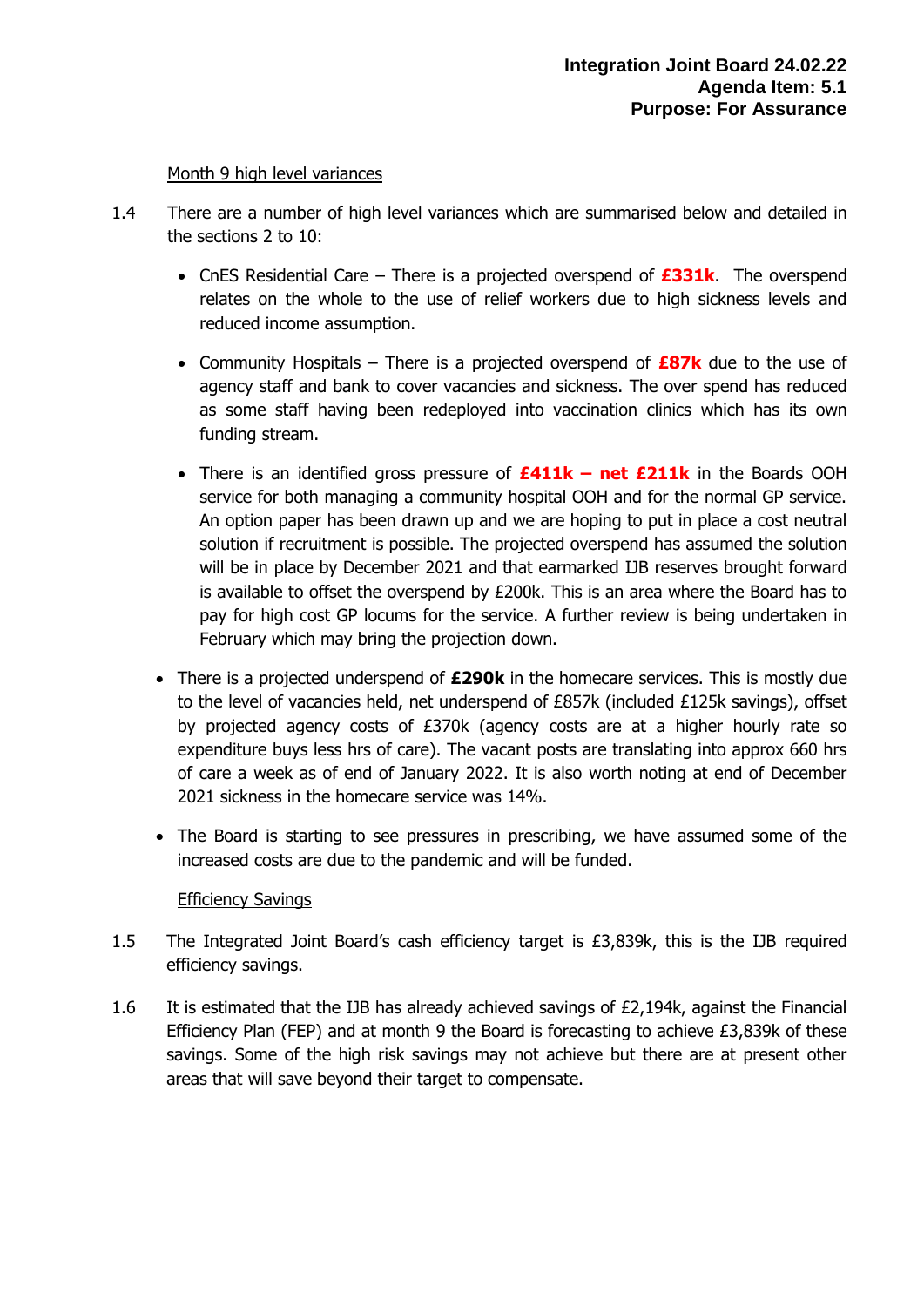Month 9 high level variances

1.4 There are a number of high level variances which are summarised below and detailed in the sections 2 to 10:

- CnES Residential Care – There is a projected overspend of **£331k**. The overspend relates on the whole to the use of relief workers due to high sickness levels and reduced income assumption.
- Community Hospitals – There is a projected overspend of **£87k** due to the use of agency staff and bank to cover vacancies and sickness. The over spend has reduced as some staff having been redeployed into vaccination clinics which has its own funding stream.
- There is an identified gross pressure of **£411k – net £211k** in the Boards OOH service for both managing a community hospital OOH and for the normal GP service. An option paper has been drawn up and we are hoping to put in place a cost neutral solution if recruitment is possible. The projected overspend has assumed the solution will be in place by December 2021 and that earmarked IJB reserves brought forward is available to offset the overspend by £200k. This is an area where the Board has to pay for high cost GP locums for the service. A further review is being undertaken in February which may bring the projection down.
- There is a projected underspend of **£290k** in the homecare services. This is mostly due to the level of vacancies held, net underspend of £857k (included £125k savings), offset by projected agency costs of £370k (agency costs are at a higher hourly rate so expenditure buys less hrs of care). The vacant posts are translating into approx 660 hrs of care a week as of end of January 2022. It is also worth noting at end of December 2021 sickness in the homecare service was 14%.
- The Board is starting to see pressures in prescribing, we have assumed some of the increased costs are due to the pandemic and will be funded.

Efficiency Savings

1.5 The Integrated Joint Board's cash efficiency target is £3,839k, this is the IJB required efficiency savings.

1.6 It is estimated that the IJB has already achieved savings of £2,194k, against the Financial Efficiency Plan (FEP) and at month 9 the Board is forecasting to achieve £3,839k of these savings. Some of the high risk savings may not achieve but there are at present other areas that will save beyond their target to compensate.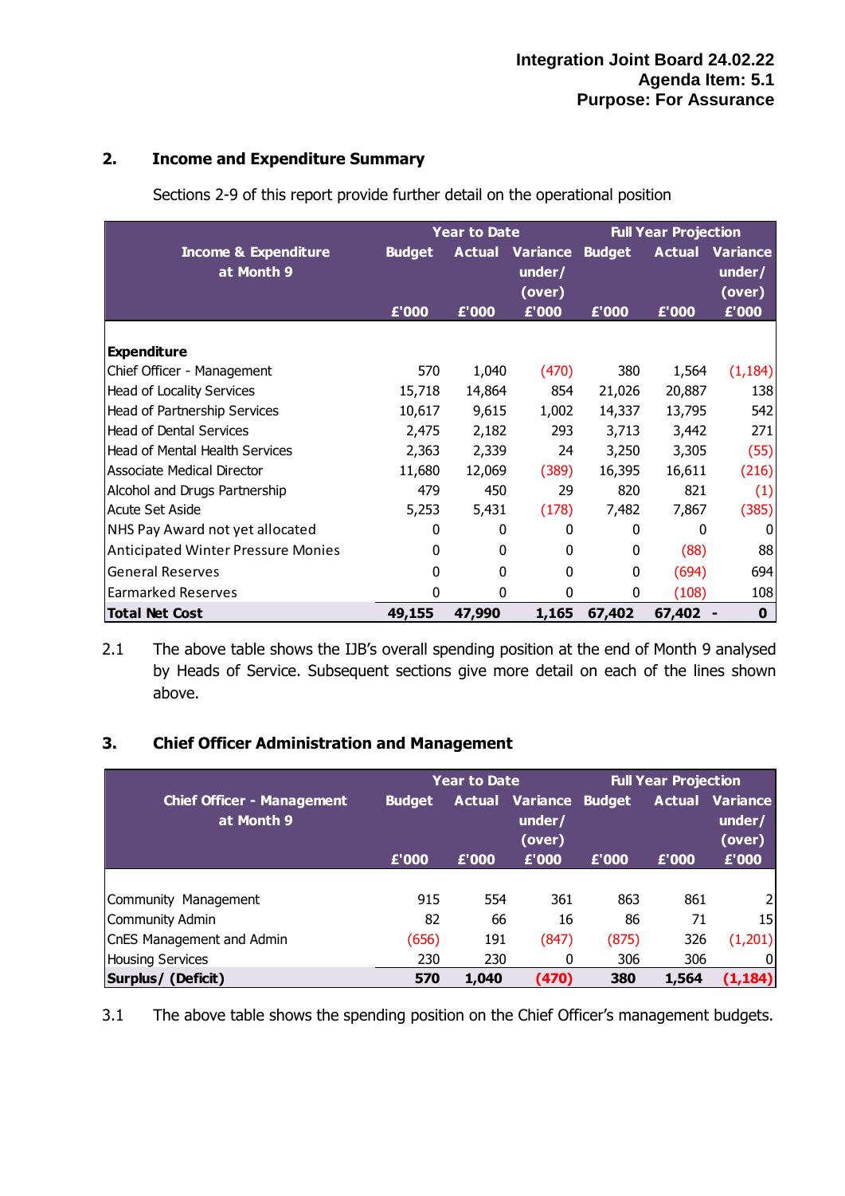Integration Joint Board 24.02.22
Agenda Item: 5.1
Purpose: For Assurance

## 2. Income and Expenditure Summary

Sections 2-9 of this report provide further detail on the operational position

| Income & Expenditure at Month 9 | Year to Date | | | Full Year Projection | | |
|---|---|---|---|---|---|---|
| | Budget £'000 | Actual £'000 | Variance under/ (over) £'000 | Budget £'000 | Actual £'000 | Variance under/ (over) £'000 |
| **Expenditure** | | | | | | |
| Chief Officer - Management | 570 | 1,040 | (470) | 380 | 1,564 | (1,184) |
| Head of Locality Services | 15,718 | 14,864 | 854 | 21,026 | 20,887 | 138 |
| Head of Partnership Services | 10,617 | 9,615 | 1,002 | 14,337 | 13,795 | 542 |
| Head of Dental Services | 2,475 | 2,182 | 293 | 3,713 | 3,442 | 271 |
| Head of Mental Health Services | 2,363 | 2,339 | 24 | 3,250 | 3,305 | (55) |
| Associate Medical Director | 11,680 | 12,069 | (389) | 16,395 | 16,611 | (216) |
| Alcohol and Drugs Partnership | 479 | 450 | 29 | 820 | 821 | (1) |
| Acute Set Aside | 5,253 | 5,431 | (178) | 7,482 | 7,867 | (385) |
| NHS Pay Award not yet allocated | 0 | 0 | 0 | 0 | 0 | 0 |
| Anticipated Winter Pressure Monies | 0 | 0 | 0 | 0 | (88) | 88 |
| General Reserves | 0 | 0 | 0 | 0 | (694) | 694 |
| Earmarked Reserves | 0 | 0 | 0 | 0 | (108) | 108 |
| **Total Net Cost** | **49,155** | **47,990** | **1,165** | **67,402** | **67,402** | **0** |

2.1 The above table shows the IJB's overall spending position at the end of Month 9 analysed by Heads of Service. Subsequent sections give more detail on each of the lines shown above.

## 3. Chief Officer Administration and Management

| Chief Officer - Management at Month 9 | Year to Date | | | Full Year Projection | | |
|---|---|---|---|---|---|---|
| | Budget £'000 | Actual £'000 | Variance under/ (over) £'000 | Budget £'000 | Actual £'000 | Variance under/ (over) £'000 |
| Community Management | 915 | 554 | 361 | 863 | 861 | 2 |
| Community Admin | 82 | 66 | 16 | 86 | 71 | 15 |
| CnES Management and Admin | (656) | 191 | (847) | (875) | 326 | (1,201) |
| Housing Services | 230 | 230 | 0 | 306 | 306 | 0 |
| **Surplus/ (Deficit)** | **570** | **1,040** | **(470)** | **380** | **1,564** | **(1,184)** |

3.1 The above table shows the spending position on the Chief Officer's management budgets.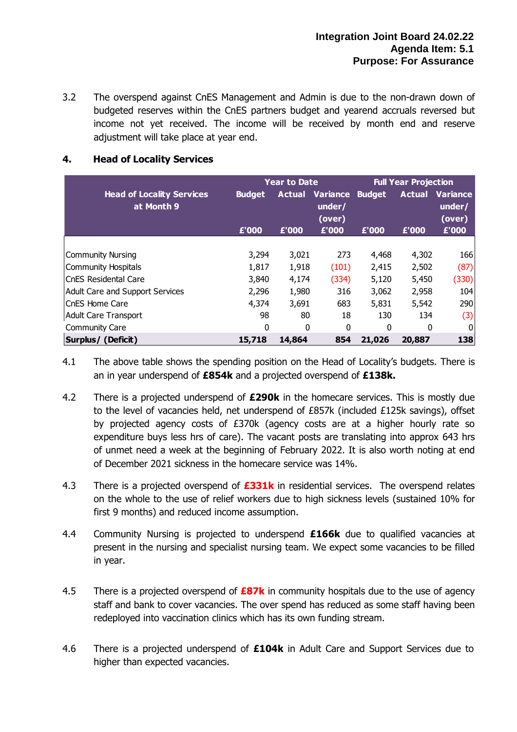3.2 The overspend against CnES Management and Admin is due to the non-drawn down of budgeted reserves within the CnES partners budget and yearend accruals reversed but income not yet received. The income will be received by month end and reserve adjustment will take place at year end.

## 4. Head of Locality Services

| Head of Locality Services at Month 9 | Year to Date | | | Full Year Projection | | |
|---|---|---|---|---|---|---|
| | Budget £'000 | Actual £'000 | Variance under/ (over) £'000 | Budget £'000 | Actual £'000 | Variance under/ (over) £'000 |
| Community Nursing | 3,294 | 3,021 | 273 | 4,468 | 4,302 | 166 |
| Community Hospitals | 1,817 | 1,918 | (101) | 2,415 | 2,502 | (87) |
| CnES Residental Care | 3,840 | 4,174 | (334) | 5,120 | 5,450 | (330) |
| Adult Care and Support Services | 2,296 | 1,980 | 316 | 3,062 | 2,958 | 104 |
| CnES Home Care | 4,374 | 3,691 | 683 | 5,831 | 5,542 | 290 |
| Adult Care Transport | 98 | 80 | 18 | 130 | 134 | (3) |
| Community Care | 0 | 0 | 0 | 0 | 0 | 0 |
| **Surplus/ (Deficit)** | **15,718** | **14,864** | **854** | **21,026** | **20,887** | **138** |

4.1 The above table shows the spending position on the Head of Locality's budgets. There is an in year underspend of **£854k** and a projected overspend of **£138k.**

4.2 There is a projected underspend of **£290k** in the homecare services. This is mostly due to the level of vacancies held, net underspend of £857k (included £125k savings), offset by projected agency costs of £370k (agency costs are at a higher hourly rate so expenditure buys less hrs of care). The vacant posts are translating into approx 643 hrs of unmet need a week at the beginning of February 2022. It is also worth noting at end of December 2021 sickness in the homecare service was 14%.

4.3 There is a projected overspend of **£331k** in residential services. The overspend relates on the whole to the use of relief workers due to high sickness levels (sustained 10% for first 9 months) and reduced income assumption.

4.4 Community Nursing is projected to underspend **£166k** due to qualified vacancies at present in the nursing and specialist nursing team. We expect some vacancies to be filled in year.

4.5 There is a projected overspend of **£87k** in community hospitals due to the use of agency staff and bank to cover vacancies. The over spend has reduced as some staff having been redeployed into vaccination clinics which has its own funding stream.

4.6 There is a projected underspend of **£104k** in Adult Care and Support Services due to higher than expected vacancies.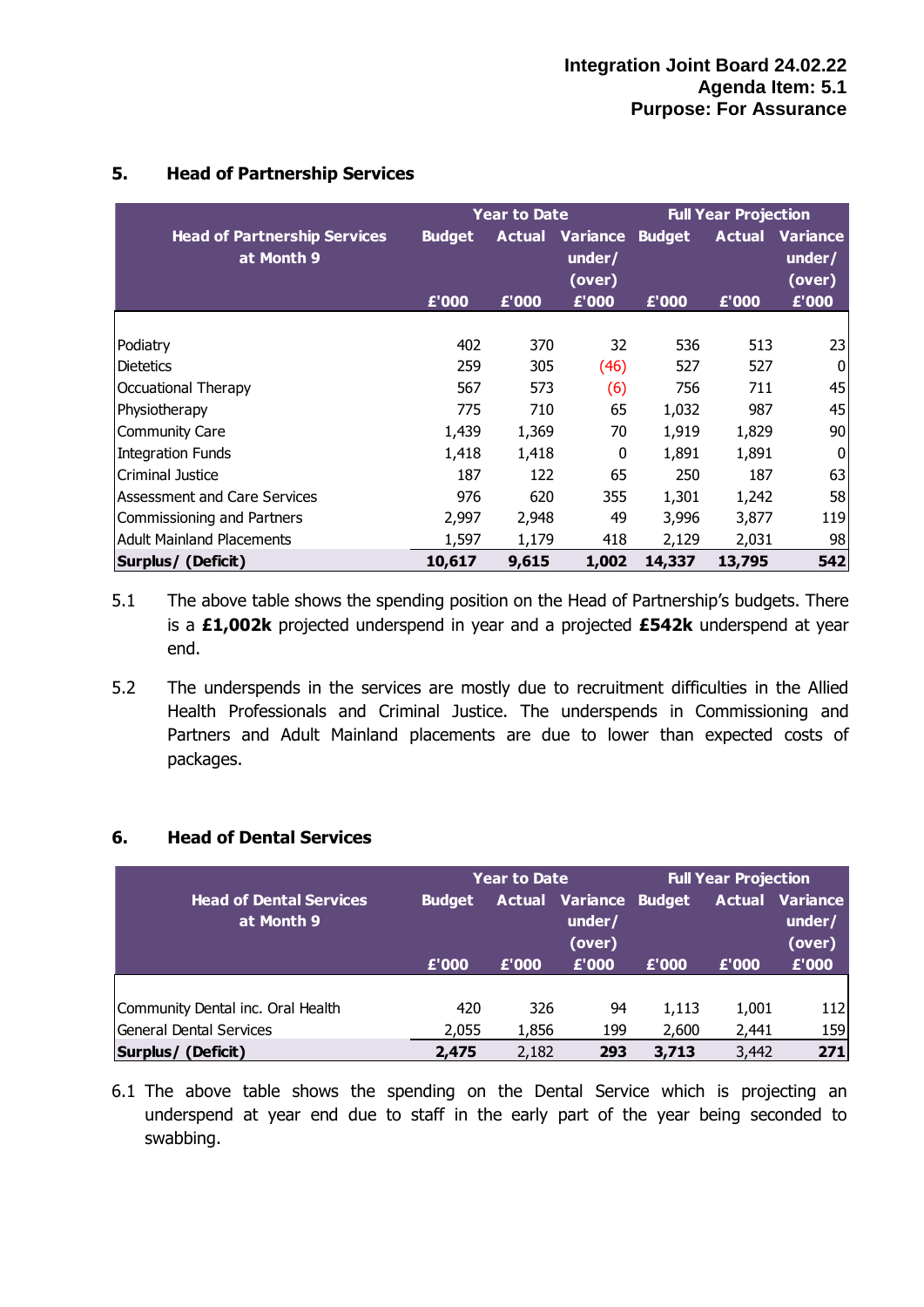## 5. Head of Partnership Services

| Head of Partnership Services at Month 9 | Year to Date Budget £'000 | Year to Date Actual £'000 | Year to Date Variance under/ (over) £'000 | Full Year Projection Budget £'000 | Full Year Projection Actual £'000 | Full Year Projection Variance under/ (over) £'000 |
|---|---|---|---|---|---|---|
| Podiatry | 402 | 370 | 32 | 536 | 513 | 23 |
| Dietetics | 259 | 305 | (46) | 527 | 527 | 0 |
| Occupational Therapy | 567 | 573 | (6) | 756 | 711 | 45 |
| Physiotherapy | 775 | 710 | 65 | 1,032 | 987 | 45 |
| Community Care | 1,439 | 1,369 | 70 | 1,919 | 1,829 | 90 |
| Integration Funds | 1,418 | 1,418 | 0 | 1,891 | 1,891 | 0 |
| Criminal Justice | 187 | 122 | 65 | 250 | 187 | 63 |
| Assessment and Care Services | 976 | 620 | 355 | 1,301 | 1,242 | 58 |
| Commissioning and Partners | 2,997 | 2,948 | 49 | 3,996 | 3,877 | 119 |
| Adult Mainland Placements | 1,597 | 1,179 | 418 | 2,129 | 2,031 | 98 |
| **Surplus/ (Deficit)** | **10,617** | **9,615** | **1,002** | **14,337** | **13,795** | **542** |

5.1 The above table shows the spending position on the Head of Partnership's budgets. There is a **£1,002k** projected underspend in year and a projected **£542k** underspend at year end.

5.2 The underspends in the services are mostly due to recruitment difficulties in the Allied Health Professionals and Criminal Justice. The underspends in Commissioning and Partners and Adult Mainland placements are due to lower than expected costs of packages.

## 6. Head of Dental Services

| Head of Dental Services at Month 9 | Year to Date Budget £'000 | Year to Date Actual £'000 | Year to Date Variance under/ (over) £'000 | Full Year Projection Budget £'000 | Full Year Projection Actual £'000 | Full Year Projection Variance under/ (over) £'000 |
|---|---|---|---|---|---|---|
| Community Dental inc. Oral Health | 420 | 326 | 94 | 1,113 | 1,001 | 112 |
| General Dental Services | 2,055 | 1,856 | 199 | 2,600 | 2,441 | 159 |
| **Surplus/ (Deficit)** | **2,475** | 2,182 | **293** | **3,713** | 3,442 | **271** |

6.1 The above table shows the spending on the Dental Service which is projecting an underspend at year end due to staff in the early part of the year being seconded to swabbing.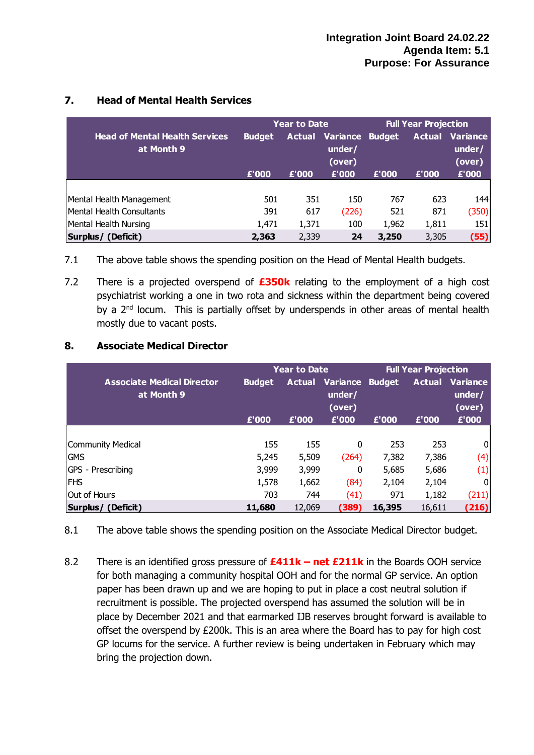Integration Joint Board 24.02.22
Agenda Item: 5.1
Purpose: For Assurance

## 7. Head of Mental Health Services

| Head of Mental Health Services at Month 9 | Year to Date | | | Full Year Projection | | |
|---|---|---|---|---|---|---|
| | Budget £'000 | Actual £'000 | Variance under/ (over) £'000 | Budget £'000 | Actual £'000 | Variance under/ (over) £'000 |
| Mental Health Management | 501 | 351 | 150 | 767 | 623 | 144 |
| Mental Health Consultants | 391 | 617 | (226) | 521 | 871 | (350) |
| Mental Health Nursing | 1,471 | 1,371 | 100 | 1,962 | 1,811 | 151 |
| **Surplus/ (Deficit)** | **2,363** | 2,339 | **24** | **3,250** | 3,305 | **(55)** |

7.1 The above table shows the spending position on the Head of Mental Health budgets.

7.2 There is a projected overspend of **£350k** relating to the employment of a high cost psychiatrist working a one in two rota and sickness within the department being covered by a 2nd locum. This is partially offset by underspends in other areas of mental health mostly due to vacant posts.

## 8. Associate Medical Director

| Associate Medical Director at Month 9 | Year to Date | | | Full Year Projection | | |
|---|---|---|---|---|---|---|
| | Budget £'000 | Actual £'000 | Variance under/ (over) £'000 | Budget £'000 | Actual £'000 | Variance under/ (over) £'000 |
| Community Medical | 155 | 155 | 0 | 253 | 253 | 0 |
| GMS | 5,245 | 5,509 | (264) | 7,382 | 7,386 | (4) |
| GPS - Prescribing | 3,999 | 3,999 | 0 | 5,685 | 5,686 | (1) |
| FHS | 1,578 | 1,662 | (84) | 2,104 | 2,104 | 0 |
| Out of Hours | 703 | 744 | (41) | 971 | 1,182 | (211) |
| **Surplus/ (Deficit)** | **11,680** | 12,069 | **(389)** | **16,395** | 16,611 | **(216)** |

8.1 The above table shows the spending position on the Associate Medical Director budget.

8.2 There is an identified gross pressure of **£411k – net £211k** in the Boards OOH service for both managing a community hospital OOH and for the normal GP service. An option paper has been drawn up and we are hoping to put in place a cost neutral solution if recruitment is possible. The projected overspend has assumed the solution will be in place by December 2021 and that earmarked IJB reserves brought forward is available to offset the overspend by £200k. This is an area where the Board has to pay for high cost GP locums for the service. A further review is being undertaken in February which may bring the projection down.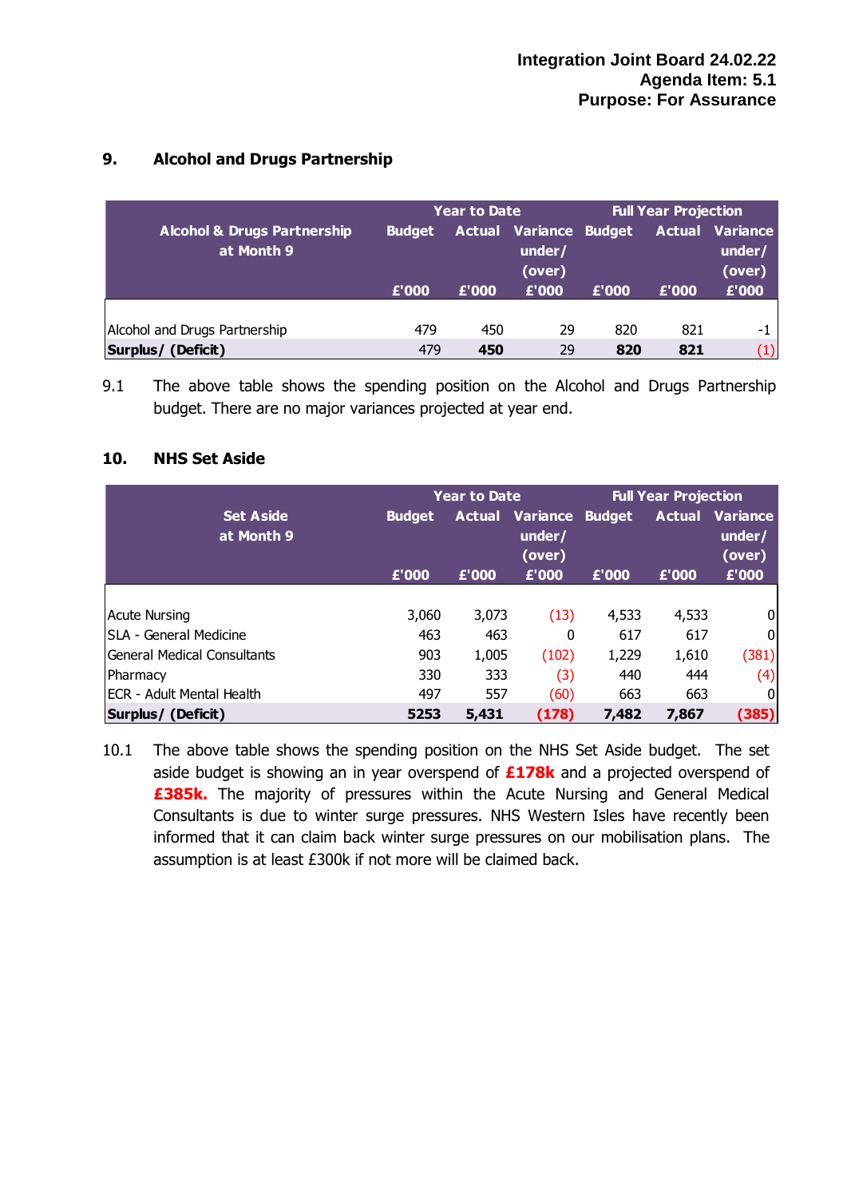## 9. Alcohol and Drugs Partnership

| Alcohol & Drugs Partnership at Month 9 | Year to Date | | | Full Year Projection | | |
|---|---|---|---|---|---|---|
| | Budget | Actual | Variance under/ (over) | Budget | Actual | Variance under/ (over) |
| | £'000 | £'000 | £'000 | £'000 | £'000 | £'000 |
| Alcohol and Drugs Partnership | 479 | 450 | 29 | 820 | 821 | -1 |
| **Surplus/ (Deficit)** | 479 | **450** | 29 | **820** | **821** | (1) |

9.1 The above table shows the spending position on the Alcohol and Drugs Partnership budget. There are no major variances projected at year end.

## 10. NHS Set Aside

| Set Aside at Month 9 | Year to Date | | | Full Year Projection | | |
|---|---|---|---|---|---|---|
| | Budget | Actual | Variance under/ (over) | Budget | Actual | Variance under/ (over) |
| | £'000 | £'000 | £'000 | £'000 | £'000 | £'000 |
| Acute Nursing | 3,060 | 3,073 | (13) | 4,533 | 4,533 | 0 |
| SLA - General Medicine | 463 | 463 | 0 | 617 | 617 | 0 |
| General Medical Consultants | 903 | 1,005 | (102) | 1,229 | 1,610 | (381) |
| Pharmacy | 330 | 333 | (3) | 440 | 444 | (4) |
| ECR - Adult Mental Health | 497 | 557 | (60) | 663 | 663 | 0 |
| **Surplus/ (Deficit)** | **5253** | **5,431** | **(178)** | **7,482** | **7,867** | **(385)** |

10.1 The above table shows the spending position on the NHS Set Aside budget. The set aside budget is showing an in year overspend of **£178k** and a projected overspend of **£385k.** The majority of pressures within the Acute Nursing and General Medical Consultants is due to winter surge pressures. NHS Western Isles have recently been informed that it can claim back winter surge pressures on our mobilisation plans. The assumption is at least £300k if not more will be claimed back.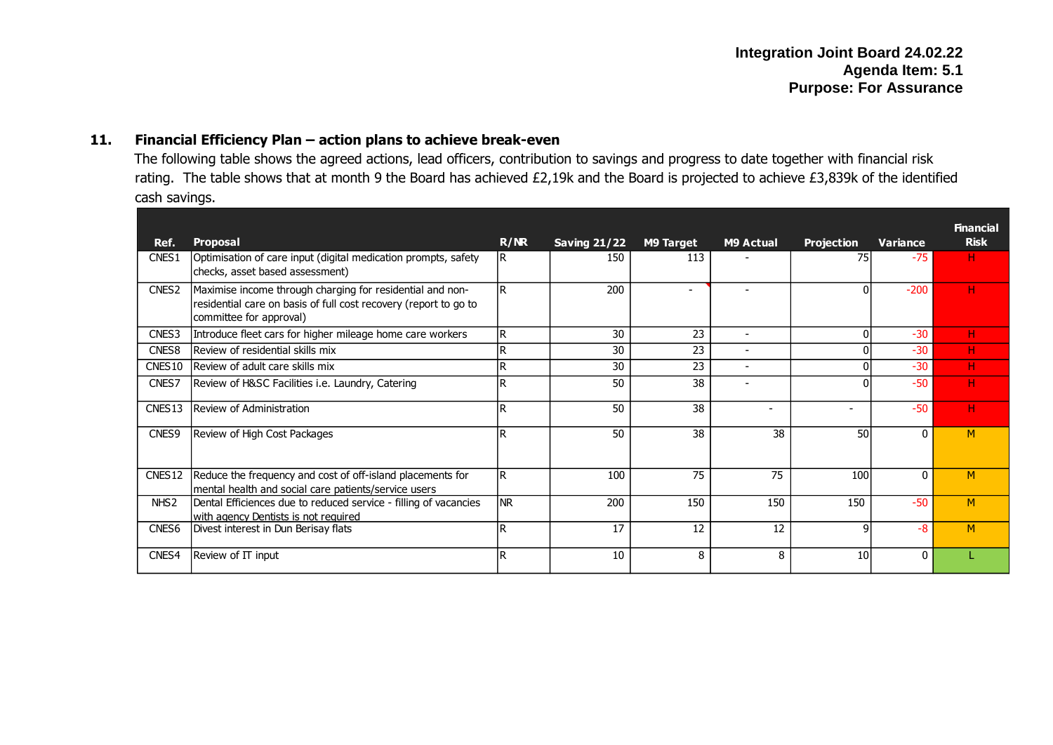**Integration Joint Board 24.02.22**
**Agenda Item: 5.1**
**Purpose: For Assurance**

## 11. Financial Efficiency Plan – action plans to achieve break-even

The following table shows the agreed actions, lead officers, contribution to savings and progress to date together with financial risk rating. The table shows that at month 9 the Board has achieved £2,19k and the Board is projected to achieve £3,839k of the identified cash savings.

| Ref. | Proposal | R/NR | Saving 21/22 | M9 Target | M9 Actual | Projection | Variance | Financial Risk |
|---|---|---|---|---|---|---|---|---|
| CNES1 | Optimisation of care input (digital medication prompts, safety checks, asset based assessment) | R | 150 | 113 | - | 75 | -75 | H |
| CNES2 | Maximise income through charging for residential and non-residential care on basis of full cost recovery (report to go to committee for approval) | R | 200 | - | - | 0 | -200 | H |
| CNES3 | Introduce fleet cars for higher mileage home care workers | R | 30 | 23 | - | 0 | -30 | H |
| CNES8 | Review of residential skills mix | R | 30 | 23 | - | 0 | -30 | H |
| CNES10 | Review of adult care skills mix | R | 30 | 23 | - | 0 | -30 | H |
| CNES7 | Review of H&SC Facilities i.e. Laundry, Catering | R | 50 | 38 | - | 0 | -50 | H |
| CNES13 | Review of Administration | R | 50 | 38 | - | - | -50 | H |
| CNES9 | Review of High Cost Packages | R | 50 | 38 | 38 | 50 | 0 | M |
| CNES12 | Reduce the frequency and cost of off-island placements for mental health and social care patients/service users | R | 100 | 75 | 75 | 100 | 0 | M |
| NHS2 | Dental Efficiencies due to reduced service - filling of vacancies with agency Dentists is not required | NR | 200 | 150 | 150 | 150 | -50 | M |
| CNES6 | Divest interest in Dun Berisay flats | R | 17 | 12 | 12 | 9 | -8 | M |
| CNES4 | Review of IT input | R | 10 | 8 | 8 | 10 | 0 | L |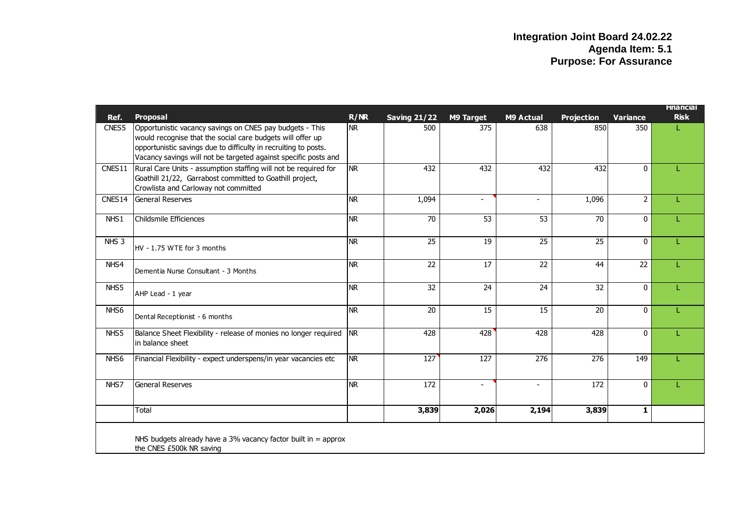**Integration Joint Board 24.02.22**
**Agenda Item: 5.1**
**Purpose: For Assurance**

| Ref. | Proposal | R/NR | Saving 21/22 | M9 Target | M9 Actual | Projection | Variance | Financial Risk |
|---|---|---|---|---|---|---|---|---|
| CNES5 | Opportunistic vacancy savings on CNES pay budgets - This would recognise that the social care budgets will offer up opportunistic savings due to difficulty in recruiting to posts. Vacancy savings will not be targeted against specific posts and | NR | 500 | 375 | 638 | 850 | 350 | L |
| CNES11 | Rural Care Units - assumption staffing will not be required for Goathill 21/22, Garrabost committed to Goathill project, Crowlista and Carloway not committed | NR | 432 | 432 | 432 | 432 | 0 | L |
| CNES14 | General Reserves | NR | 1,094 | - | - | 1,096 | 2 | L |
| NHS1 | Childsmile Efficiences | NR | 70 | 53 | 53 | 70 | 0 | L |
| NHS 3 | HV - 1.75 WTE for 3 months | NR | 25 | 19 | 25 | 25 | 0 | L |
| NHS4 | Dementia Nurse Consultant - 3 Months | NR | 22 | 17 | 22 | 44 | 22 | L |
| NHS5 | AHP Lead - 1 year | NR | 32 | 24 | 24 | 32 | 0 | L |
| NHS6 | Dental Receptionist - 6 months | NR | 20 | 15 | 15 | 20 | 0 | L |
| NHS5 | Balance Sheet Flexibility - release of monies no longer required in balance sheet | NR | 428 | 428 | 428 | 428 | 0 | L |
| NHS6 | Financial Flexibility - expect underspens/in year vacancies etc | NR | 127 | 127 | 276 | 276 | 149 | L |
| NHS7 | General Reserves | NR | 172 | - | - | 172 | 0 | L |
| | Total | | **3,839** | **2,026** | **2,194** | **3,839** | **1** | |

NHS budgets already have a 3% vacancy factor built in = approx the CNES £500k NR saving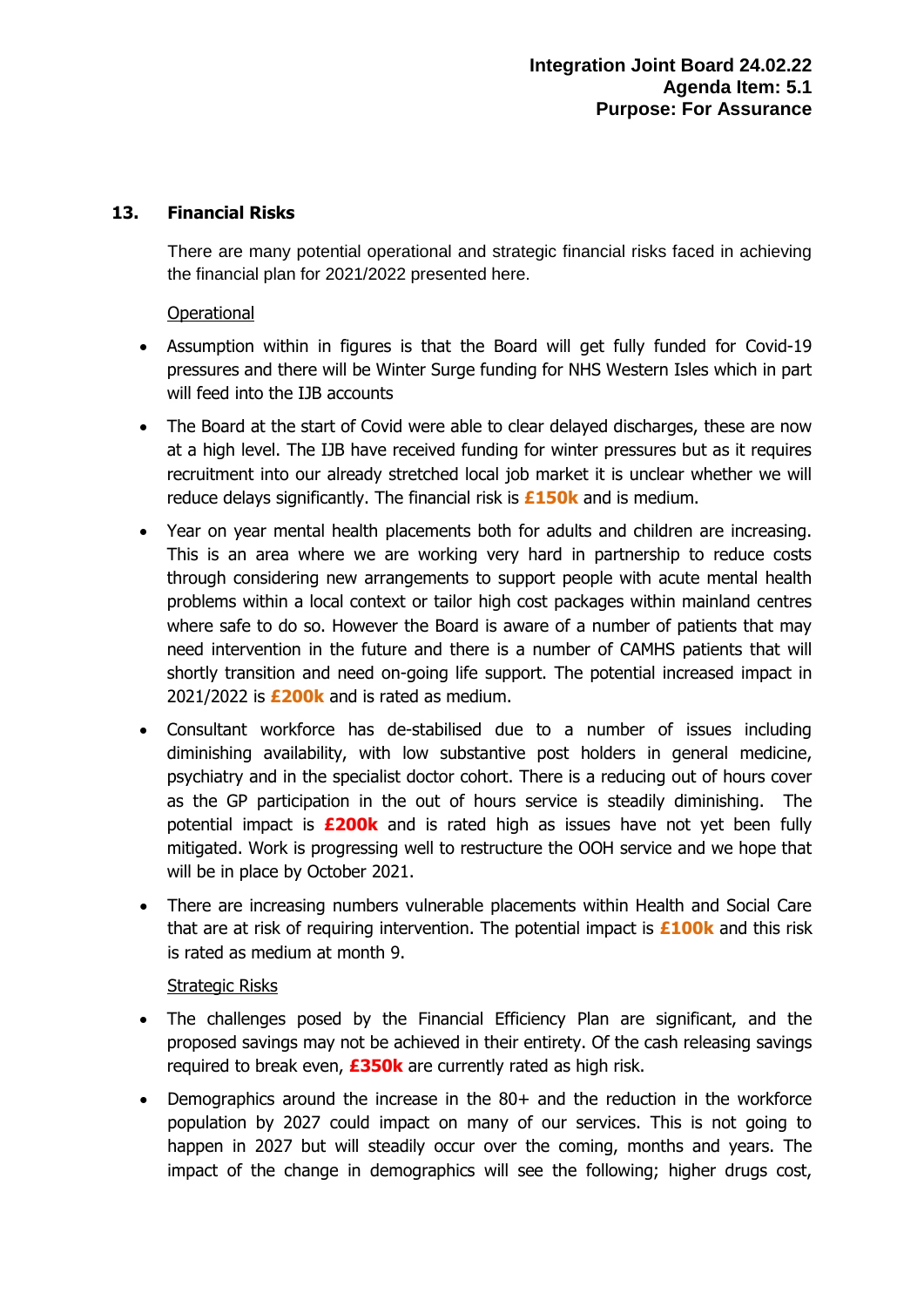## 13. Financial Risks

There are many potential operational and strategic financial risks faced in achieving the financial plan for 2021/2022 presented here.

Operational

- Assumption within in figures is that the Board will get fully funded for Covid-19 pressures and there will be Winter Surge funding for NHS Western Isles which in part will feed into the IJB accounts
- The Board at the start of Covid were able to clear delayed discharges, these are now at a high level. The IJB have received funding for winter pressures but as it requires recruitment into our already stretched local job market it is unclear whether we will reduce delays significantly. The financial risk is **£150k** and is medium.
- Year on year mental health placements both for adults and children are increasing. This is an area where we are working very hard in partnership to reduce costs through considering new arrangements to support people with acute mental health problems within a local context or tailor high cost packages within mainland centres where safe to do so. However the Board is aware of a number of patients that may need intervention in the future and there is a number of CAMHS patients that will shortly transition and need on-going life support. The potential increased impact in 2021/2022 is **£200k** and is rated as medium.
- Consultant workforce has de-stabilised due to a number of issues including diminishing availability, with low substantive post holders in general medicine, psychiatry and in the specialist doctor cohort. There is a reducing out of hours cover as the GP participation in the out of hours service is steadily diminishing. The potential impact is **£200k** and is rated high as issues have not yet been fully mitigated. Work is progressing well to restructure the OOH service and we hope that will be in place by October 2021.
- There are increasing numbers vulnerable placements within Health and Social Care that are at risk of requiring intervention. The potential impact is **£100k** and this risk is rated as medium at month 9.

Strategic Risks

- The challenges posed by the Financial Efficiency Plan are significant, and the proposed savings may not be achieved in their entirety. Of the cash releasing savings required to break even, **£350k** are currently rated as high risk.
- Demographics around the increase in the 80+ and the reduction in the workforce population by 2027 could impact on many of our services. This is not going to happen in 2027 but will steadily occur over the coming, months and years. The impact of the change in demographics will see the following; higher drugs cost,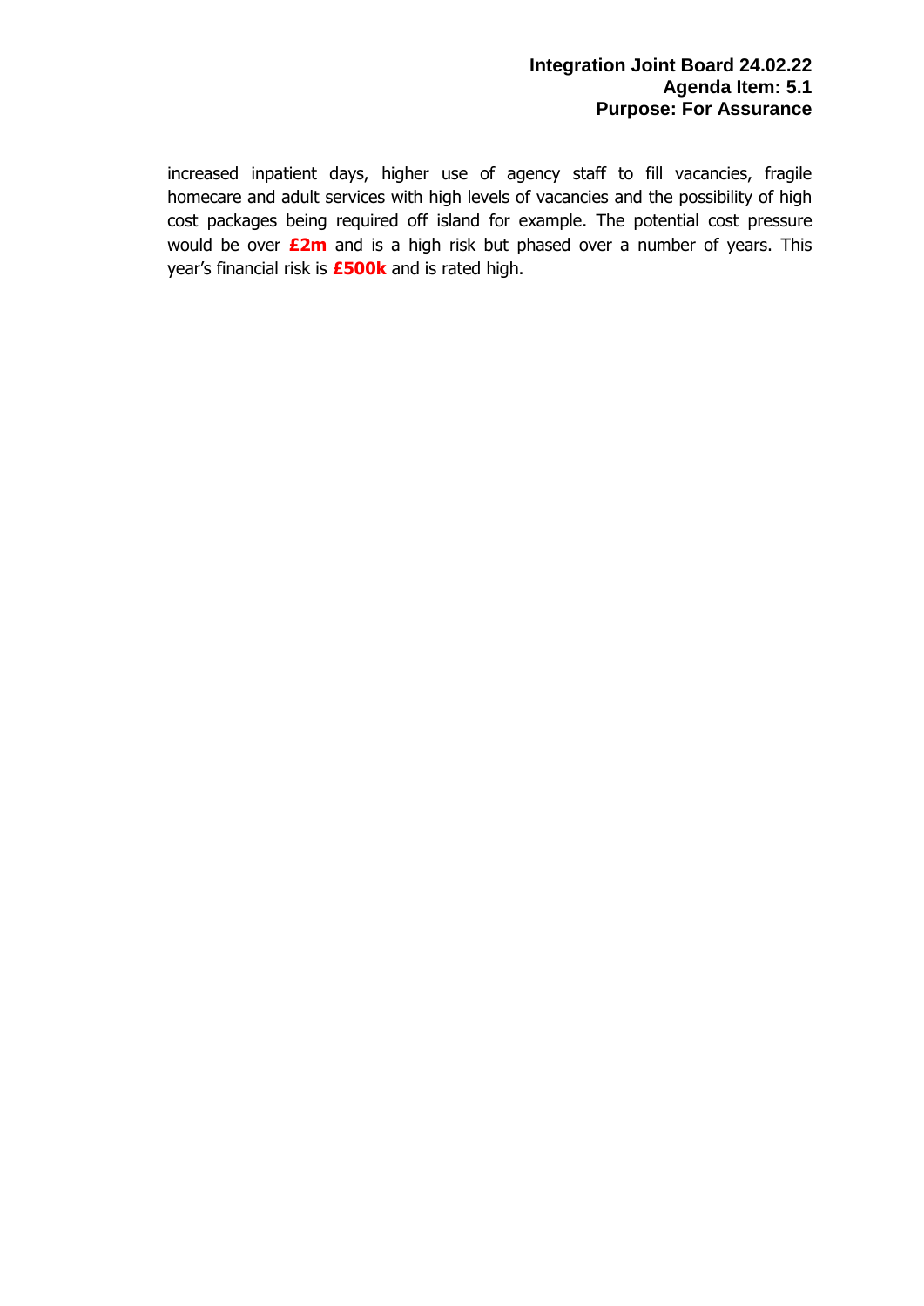increased inpatient days, higher use of agency staff to fill vacancies, fragile homecare and adult services with high levels of vacancies and the possibility of high cost packages being required off island for example. The potential cost pressure would be over **£2m** and is a high risk but phased over a number of years. This year's financial risk is **£500k** and is rated high.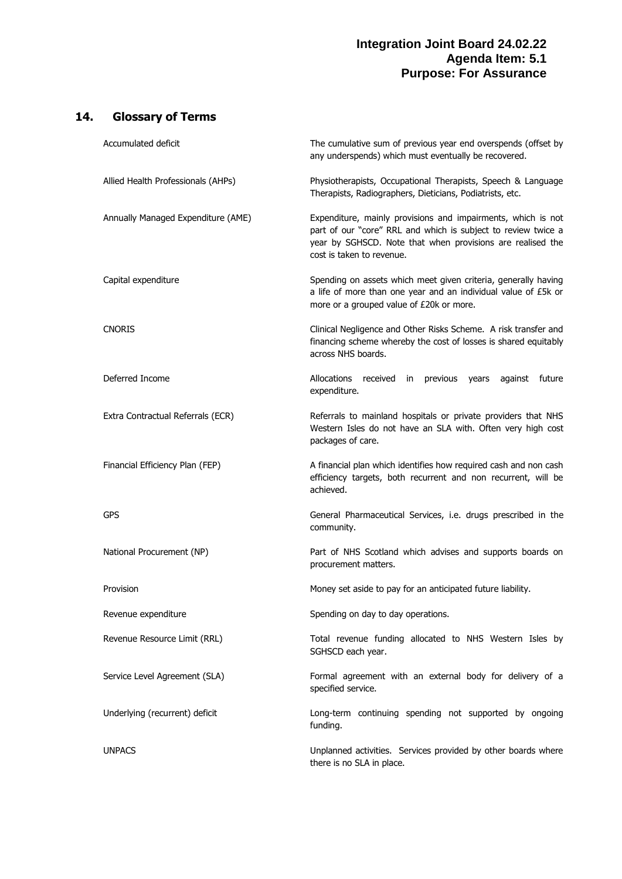## 14. Glossary of Terms

| | |
|---|---|
| Accumulated deficit | The cumulative sum of previous year end overspends (offset by any underspends) which must eventually be recovered. |
| Allied Health Professionals (AHPs) | Physiotherapists, Occupational Therapists, Speech & Language Therapists, Radiographers, Dieticians, Podiatrists, etc. |
| Annually Managed Expenditure (AME) | Expenditure, mainly provisions and impairments, which is not part of our "core" RRL and which is subject to review twice a year by SGHSCD. Note that when provisions are realised the cost is taken to revenue. |
| Capital expenditure | Spending on assets which meet given criteria, generally having a life of more than one year and an individual value of £5k or more or a grouped value of £20k or more. |
| CNORIS | Clinical Negligence and Other Risks Scheme. A risk transfer and financing scheme whereby the cost of losses is shared equitably across NHS boards. |
| Deferred Income | Allocations received in previous years against future expenditure. |
| Extra Contractual Referrals (ECR) | Referrals to mainland hospitals or private providers that NHS Western Isles do not have an SLA with. Often very high cost packages of care. |
| Financial Efficiency Plan (FEP) | A financial plan which identifies how required cash and non cash efficiency targets, both recurrent and non recurrent, will be achieved. |
| GPS | General Pharmaceutical Services, i.e. drugs prescribed in the community. |
| National Procurement (NP) | Part of NHS Scotland which advises and supports boards on procurement matters. |
| Provision | Money set aside to pay for an anticipated future liability. |
| Revenue expenditure | Spending on day to day operations. |
| Revenue Resource Limit (RRL) | Total revenue funding allocated to NHS Western Isles by SGHSCD each year. |
| Service Level Agreement (SLA) | Formal agreement with an external body for delivery of a specified service. |
| Underlying (recurrent) deficit | Long-term continuing spending not supported by ongoing funding. |
| UNPACS | Unplanned activities. Services provided by other boards where there is no SLA in place. |